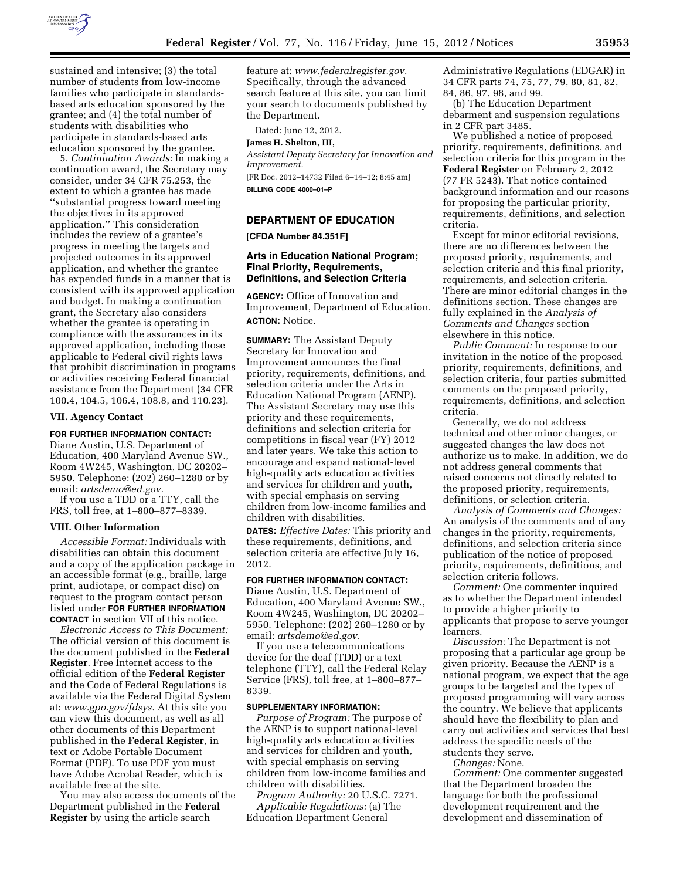sustained and intensive; (3) the total number of students from low-income families who participate in standards-based arts education sponsored by the grantee; and (4) the total number of students with disabilities who participate in standards-based arts education sponsored by the grantee.

5. *Continuation Awards:* In making a continuation award, the Secretary may consider, under 34 CFR 75.253, the extent to which a grantee has made ''substantial progress toward meeting the objectives in its approved application.'' This consideration includes the review of a grantee's progress in meeting the targets and projected outcomes in its approved application, and whether the grantee has expended funds in a manner that is consistent with its approved application and budget. In making a continuation grant, the Secretary also considers whether the grantee is operating in compliance with the assurances in its approved application, including those applicable to Federal civil rights laws that prohibit discrimination in programs or activities receiving Federal financial assistance from the Department (34 CFR 100.4, 104.5, 106.4, 108.8, and 110.23).

## VII. Agency Contact

**FOR FURTHER INFORMATION CONTACT:** Diane Austin, U.S. Department of Education, 400 Maryland Avenue SW., Room 4W245, Washington, DC 20202–5950. Telephone: (202) 260–1280 or by email: *artsdemo@ed.gov.*

If you use a TDD or a TTY, call the FRS, toll free, at 1–800–877–8339.

## VIII. Other Information

*Accessible Format:* Individuals with disabilities can obtain this document and a copy of the application package in an accessible format (e.g., braille, large print, audiotape, or compact disc) on request to the program contact person listed under **FOR FURTHER INFORMATION CONTACT** in section VII of this notice.

*Electronic Access to This Document:* The official version of this document is the document published in the **Federal Register**. Free Internet access to the official edition of the **Federal Register** and the Code of Federal Regulations is available via the Federal Digital System at: *www.gpo.gov/fdsys.* At this site you can view this document, as well as all other documents of this Department published in the **Federal Register**, in text or Adobe Portable Document Format (PDF). To use PDF you must have Adobe Acrobat Reader, which is available free at the site.

You may also access documents of the Department published in the **Federal Register** by using the article search feature at: *www.federalregister.gov.* Specifically, through the advanced search feature at this site, you can limit your search to documents published by the Department.

Dated: June 12, 2012.

**James H. Shelton, III,**

*Assistant Deputy Secretary for Innovation and Improvement.*

[FR Doc. 2012–14732 Filed 6–14–12; 8:45 am]

**BILLING CODE 4000–01–P**

---

# DEPARTMENT OF EDUCATION

**[CFDA Number 84.351F]**

## Arts in Education National Program; Final Priority, Requirements, Definitions, and Selection Criteria

**AGENCY:** Office of Innovation and Improvement, Department of Education.

**ACTION:** Notice.

**SUMMARY:** The Assistant Deputy Secretary for Innovation and Improvement announces the final priority, requirements, definitions, and selection criteria under the Arts in Education National Program (AENP). The Assistant Secretary may use this priority and these requirements, definitions and selection criteria for competitions in fiscal year (FY) 2012 and later years. We take this action to encourage and expand national-level high-quality arts education activities and services for children and youth, with special emphasis on serving children from low-income families and children with disabilities.

**DATES:** *Effective Dates:* This priority and these requirements, definitions, and selection criteria are effective July 16, 2012.

**FOR FURTHER INFORMATION CONTACT:** Diane Austin, U.S. Department of Education, 400 Maryland Avenue SW., Room 4W245, Washington, DC 20202–5950. Telephone: (202) 260–1280 or by email: *artsdemo@ed.gov.*

If you use a telecommunications device for the deaf (TDD) or a text telephone (TTY), call the Federal Relay Service (FRS), toll free, at 1–800–877–8339.

**SUPPLEMENTARY INFORMATION:**

*Purpose of Program:* The purpose of the AENP is to support national-level high-quality arts education activities and services for children and youth, with special emphasis on serving children from low-income families and children with disabilities.

*Program Authority:* 20 U.S.C. 7271.

*Applicable Regulations:* (a) The Education Department General Administrative Regulations (EDGAR) in 34 CFR parts 74, 75, 77, 79, 80, 81, 82, 84, 86, 97, 98, and 99.

(b) The Education Department debarment and suspension regulations in 2 CFR part 3485.

We published a notice of proposed priority, requirements, definitions, and selection criteria for this program in the **Federal Register** on February 2, 2012 (77 FR 5243). That notice contained background information and our reasons for proposing the particular priority, requirements, definitions, and selection criteria.

Except for minor editorial revisions, there are no differences between the proposed priority, requirements, and selection criteria and this final priority, requirements, and selection criteria. There are minor editorial changes in the definitions section. These changes are fully explained in the *Analysis of Comments and Changes* section elsewhere in this notice.

*Public Comment:* In response to our invitation in the notice of the proposed priority, requirements, definitions, and selection criteria, four parties submitted comments on the proposed priority, requirements, definitions, and selection criteria.

Generally, we do not address technical and other minor changes, or suggested changes the law does not authorize us to make. In addition, we do not address general comments that raised concerns not directly related to the proposed priority, requirements, definitions, or selection criteria.

*Analysis of Comments and Changes:* An analysis of the comments and of any changes in the priority, requirements, definitions, and selection criteria since publication of the notice of proposed priority, requirements, definitions, and selection criteria follows.

*Comment:* One commenter inquired as to whether the Department intended to provide a higher priority to applicants that propose to serve younger learners.

*Discussion:* The Department is not proposing that a particular age group be given priority. Because the AENP is a national program, we expect that the age groups to be targeted and the types of proposed programming will vary across the country. We believe that applicants should have the flexibility to plan and carry out activities and services that best address the specific needs of the students they serve.

*Changes:* None.

*Comment:* One commenter suggested that the Department broaden the language for both the professional development requirement and the development and dissemination of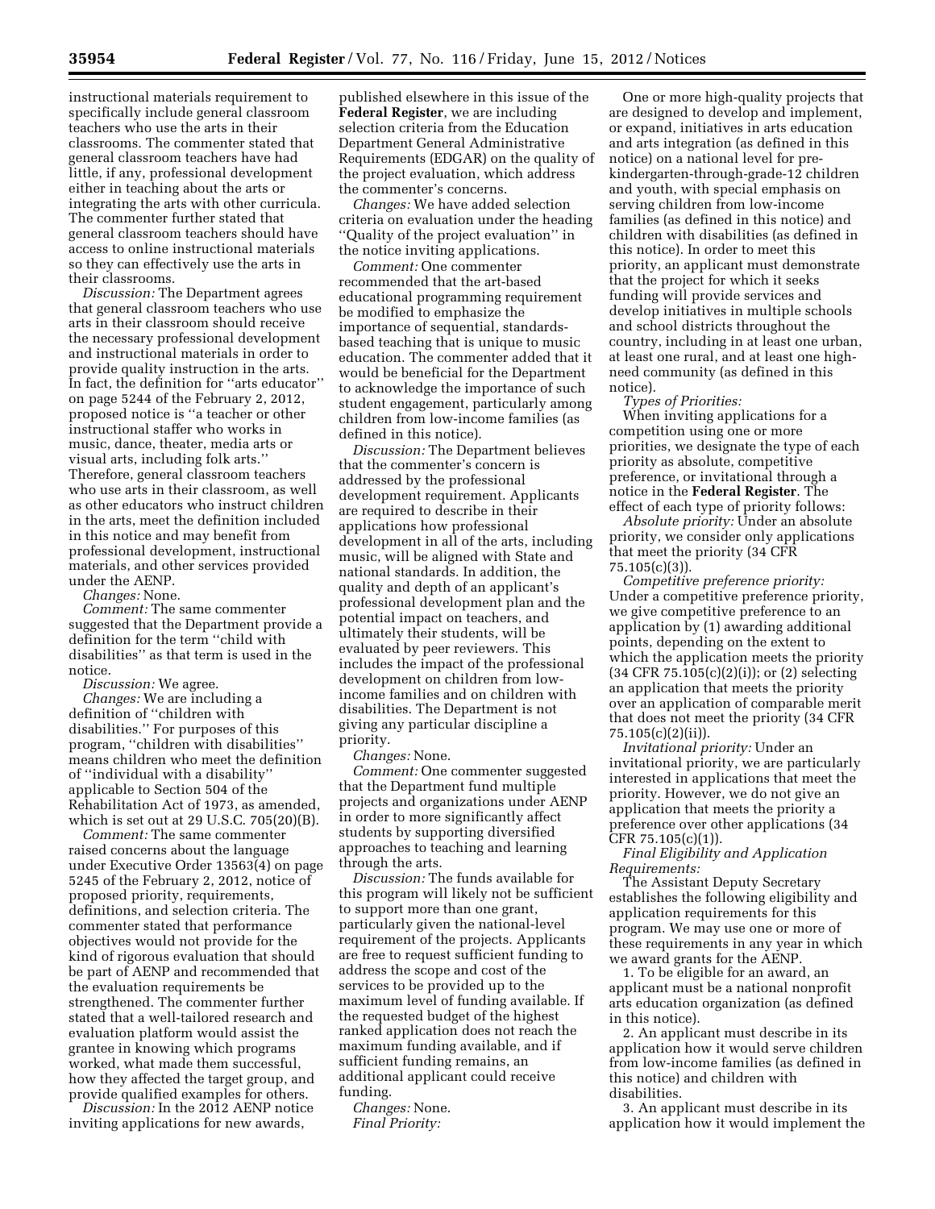instructional materials requirement to specifically include general classroom teachers who use the arts in their classrooms. The commenter stated that general classroom teachers have had little, if any, professional development either in teaching about the arts or integrating the arts with other curricula. The commenter further stated that general classroom teachers should have access to online instructional materials so they can effectively use the arts in their classrooms.

*Discussion:* The Department agrees that general classroom teachers who use arts in their classroom should receive the necessary professional development and instructional materials in order to provide quality instruction in the arts. In fact, the definition for ''arts educator'' on page 5244 of the February 2, 2012, proposed notice is ''a teacher or other instructional staffer who works in music, dance, theater, media arts or visual arts, including folk arts.'' Therefore, general classroom teachers who use arts in their classroom, as well as other educators who instruct children in the arts, meet the definition included in this notice and may benefit from professional development, instructional materials, and other services provided under the AENP.

*Changes:* None.

*Comment:* The same commenter suggested that the Department provide a definition for the term ''child with disabilities'' as that term is used in the notice.

*Discussion:* We agree.

*Changes:* We are including a definition of ''children with disabilities.'' For purposes of this program, ''children with disabilities'' means children who meet the definition of ''individual with a disability'' applicable to Section 504 of the Rehabilitation Act of 1973, as amended, which is set out at 29 U.S.C. 705(20)(B).

*Comment:* The same commenter raised concerns about the language under Executive Order 13563(4) on page 5245 of the February 2, 2012, notice of proposed priority, requirements, definitions, and selection criteria. The commenter stated that performance objectives would not provide for the kind of rigorous evaluation that should be part of AENP and recommended that the evaluation requirements be strengthened. The commenter further stated that a well-tailored research and evaluation platform would assist the grantee in knowing which programs worked, what made them successful, how they affected the target group, and provide qualified examples for others.

*Discussion:* In the 2012 AENP notice inviting applications for new awards, published elsewhere in this issue of the **Federal Register**, we are including selection criteria from the Education Department General Administrative Requirements (EDGAR) on the quality of the project evaluation, which address the commenter's concerns.

*Changes:* We have added selection criteria on evaluation under the heading ''Quality of the project evaluation'' in the notice inviting applications.

*Comment:* One commenter recommended that the art-based educational programming requirement be modified to emphasize the importance of sequential, standards-based teaching that is unique to music education. The commenter added that it would be beneficial for the Department to acknowledge the importance of such student engagement, particularly among children from low-income families (as defined in this notice).

*Discussion:* The Department believes that the commenter's concern is addressed by the professional development requirement. Applicants are required to describe in their applications how professional development in all of the arts, including music, will be aligned with State and national standards. In addition, the quality and depth of an applicant's professional development plan and the potential impact on teachers, and ultimately their students, will be evaluated by peer reviewers. This includes the impact of the professional development on children from low-income families and on children with disabilities. The Department is not giving any particular discipline a priority.

*Changes:* None.

*Comment:* One commenter suggested that the Department fund multiple projects and organizations under AENP in order to more significantly affect students by supporting diversified approaches to teaching and learning through the arts.

*Discussion:* The funds available for this program will likely not be sufficient to support more than one grant, particularly given the national-level requirement of the projects. Applicants are free to request sufficient funding to address the scope and cost of the services to be provided up to the maximum level of funding available. If the requested budget of the highest ranked application does not reach the maximum funding available, and if sufficient funding remains, an additional applicant could receive funding.

*Changes:* None.

*Final Priority:*

One or more high-quality projects that are designed to develop and implement, or expand, initiatives in arts education and arts integration (as defined in this notice) on a national level for pre-kindergarten-through-grade-12 children and youth, with special emphasis on serving children from low-income families (as defined in this notice) and children with disabilities (as defined in this notice). In order to meet this priority, an applicant must demonstrate that the project for which it seeks funding will provide services and develop initiatives in multiple schools and school districts throughout the country, including in at least one urban, at least one rural, and at least one high-need community (as defined in this notice).

*Types of Priorities:*

When inviting applications for a competition using one or more priorities, we designate the type of each priority as absolute, competitive preference, or invitational through a notice in the **Federal Register**. The effect of each type of priority follows:

*Absolute priority:* Under an absolute priority, we consider only applications that meet the priority (34 CFR 75.105(c)(3)).

*Competitive preference priority:* Under a competitive preference priority, we give competitive preference to an application by (1) awarding additional points, depending on the extent to which the application meets the priority (34 CFR 75.105(c)(2)(i)); or (2) selecting an application that meets the priority over an application of comparable merit that does not meet the priority (34 CFR 75.105(c)(2)(ii)).

*Invitational priority:* Under an invitational priority, we are particularly interested in applications that meet the priority. However, we do not give an application that meets the priority a preference over other applications (34 CFR 75.105(c)(1)).

*Final Eligibility and Application Requirements:*

The Assistant Deputy Secretary establishes the following eligibility and application requirements for this program. We may use one or more of these requirements in any year in which we award grants for the AENP.

1. To be eligible for an award, an applicant must be a national nonprofit arts education organization (as defined in this notice).

2. An applicant must describe in its application how it would serve children from low-income families (as defined in this notice) and children with disabilities.

3. An applicant must describe in its application how it would implement the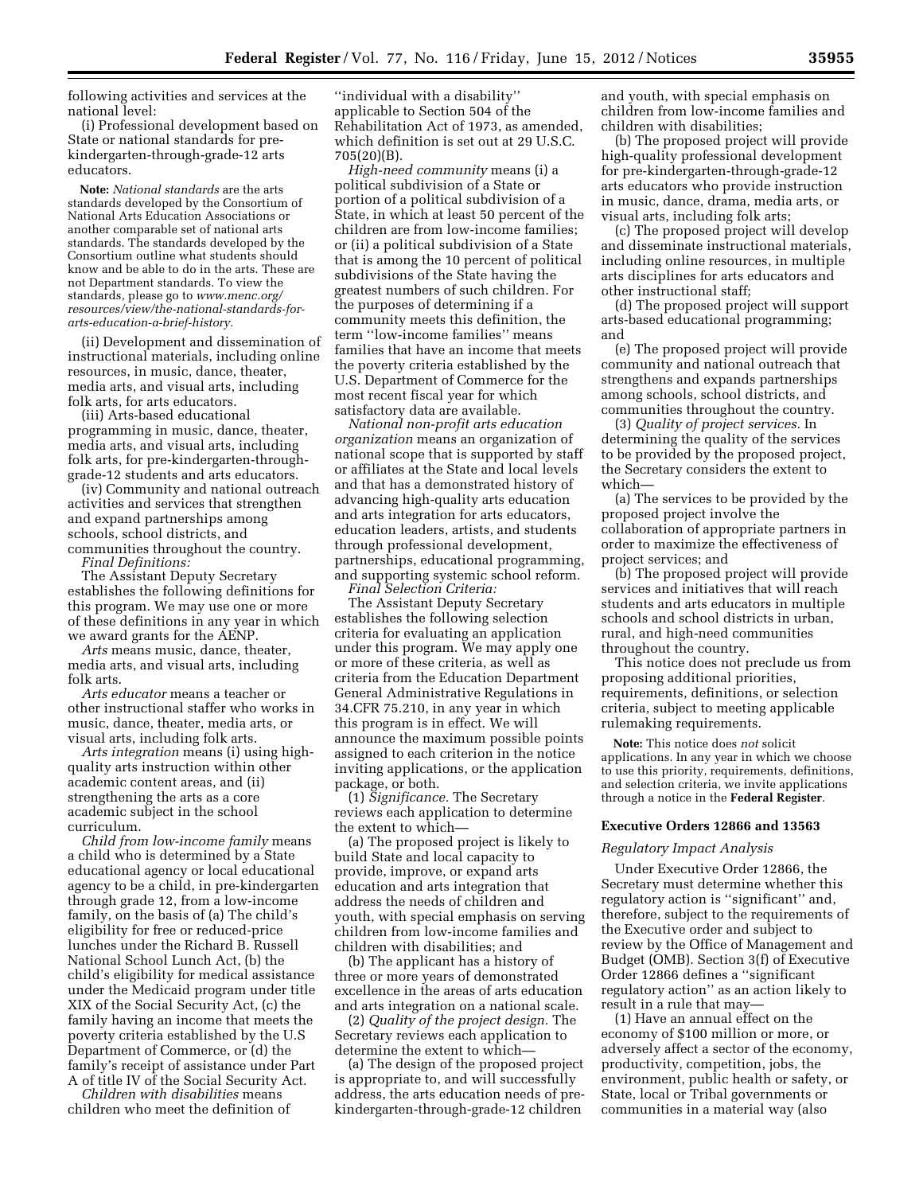following activities and services at the national level:

(i) Professional development based on State or national standards for pre-kindergarten-through-grade-12 arts educators.

**Note:** *National standards* are the arts standards developed by the Consortium of National Arts Education Associations or another comparable set of national arts standards. The standards developed by the Consortium outline what students should know and be able to do in the arts. These are not Department standards. To view the standards, please go to *www.menc.org/resources/view/the-national-standards-for-arts-education-a-brief-history.*

(ii) Development and dissemination of instructional materials, including online resources, in music, dance, theater, media arts, and visual arts, including folk arts, for arts educators.

(iii) Arts-based educational programming in music, dance, theater, media arts, and visual arts, including folk arts, for pre-kindergarten-through-grade-12 students and arts educators.

(iv) Community and national outreach activities and services that strengthen and expand partnerships among schools, school districts, and communities throughout the country.

*Final Definitions:*

The Assistant Deputy Secretary establishes the following definitions for this program. We may use one or more of these definitions in any year in which we award grants for the AENP.

*Arts* means music, dance, theater, media arts, and visual arts, including folk arts.

*Arts educator* means a teacher or other instructional staffer who works in music, dance, theater, media arts, or visual arts, including folk arts.

*Arts integration* means (i) using high-quality arts instruction within other academic content areas, and (ii) strengthening the arts as a core academic subject in the school curriculum.

*Child from low-income family* means a child who is determined by a State educational agency or local educational agency to be a child, in pre-kindergarten through grade 12, from a low-income family, on the basis of (a) The child's eligibility for free or reduced-price lunches under the Richard B. Russell National School Lunch Act, (b) the child's eligibility for medical assistance under the Medicaid program under title XIX of the Social Security Act, (c) the family having an income that meets the poverty criteria established by the U.S Department of Commerce, or (d) the family's receipt of assistance under Part A of title IV of the Social Security Act.

*Children with disabilities* means children who meet the definition of ''individual with a disability'' applicable to Section 504 of the Rehabilitation Act of 1973, as amended, which definition is set out at 29 U.S.C. 705(20)(B).

*High-need community* means (i) a political subdivision of a State or portion of a political subdivision of a State, in which at least 50 percent of the children are from low-income families; or (ii) a political subdivision of a State that is among the 10 percent of political subdivisions of the State having the greatest numbers of such children. For the purposes of determining if a community meets this definition, the term ''low-income families'' means families that have an income that meets the poverty criteria established by the U.S. Department of Commerce for the most recent fiscal year for which satisfactory data are available.

*National non-profit arts education organization* means an organization of national scope that is supported by staff or affiliates at the State and local levels and that has a demonstrated history of advancing high-quality arts education and arts integration for arts educators, education leaders, artists, and students through professional development, partnerships, educational programming, and supporting systemic school reform.

*Final Selection Criteria:*

The Assistant Deputy Secretary establishes the following selection criteria for evaluating an application under this program. We may apply one or more of these criteria, as well as criteria from the Education Department General Administrative Regulations in 34.CFR 75.210, in any year in which this program is in effect. We will announce the maximum possible points assigned to each criterion in the notice inviting applications, or the application package, or both.

(1) *Significance.* The Secretary reviews each application to determine the extent to which—

(a) The proposed project is likely to build State and local capacity to provide, improve, or expand arts education and arts integration that address the needs of children and youth, with special emphasis on serving children from low-income families and children with disabilities; and

(b) The applicant has a history of three or more years of demonstrated excellence in the areas of arts education and arts integration on a national scale.

(2) *Quality of the project design.* The Secretary reviews each application to determine the extent to which—

(a) The design of the proposed project is appropriate to, and will successfully address, the arts education needs of pre-kindergarten-through-grade-12 children and youth, with special emphasis on children from low-income families and children with disabilities;

(b) The proposed project will provide high-quality professional development for pre-kindergarten-through-grade-12 arts educators who provide instruction in music, dance, drama, media arts, or visual arts, including folk arts;

(c) The proposed project will develop and disseminate instructional materials, including online resources, in multiple arts disciplines for arts educators and other instructional staff;

(d) The proposed project will support arts-based educational programming; and

(e) The proposed project will provide community and national outreach that strengthens and expands partnerships among schools, school districts, and communities throughout the country.

(3) *Quality of project services.* In determining the quality of the services to be provided by the proposed project, the Secretary considers the extent to which—

(a) The services to be provided by the proposed project involve the collaboration of appropriate partners in order to maximize the effectiveness of project services; and

(b) The proposed project will provide services and initiatives that will reach students and arts educators in multiple schools and school districts in urban, rural, and high-need communities throughout the country.

This notice does not preclude us from proposing additional priorities, requirements, definitions, or selection criteria, subject to meeting applicable rulemaking requirements.

**Note:** This notice does *not* solicit applications. In any year in which we choose to use this priority, requirements, definitions, and selection criteria, we invite applications through a notice in the **Federal Register**.

## Executive Orders 12866 and 13563

*Regulatory Impact Analysis*

Under Executive Order 12866, the Secretary must determine whether this regulatory action is ''significant'' and, therefore, subject to the requirements of the Executive order and subject to review by the Office of Management and Budget (OMB). Section 3(f) of Executive Order 12866 defines a ''significant regulatory action'' as an action likely to result in a rule that may—

(1) Have an annual effect on the economy of $100 million or more, or adversely affect a sector of the economy, productivity, competition, jobs, the environment, public health or safety, or State, local or Tribal governments or communities in a material way (also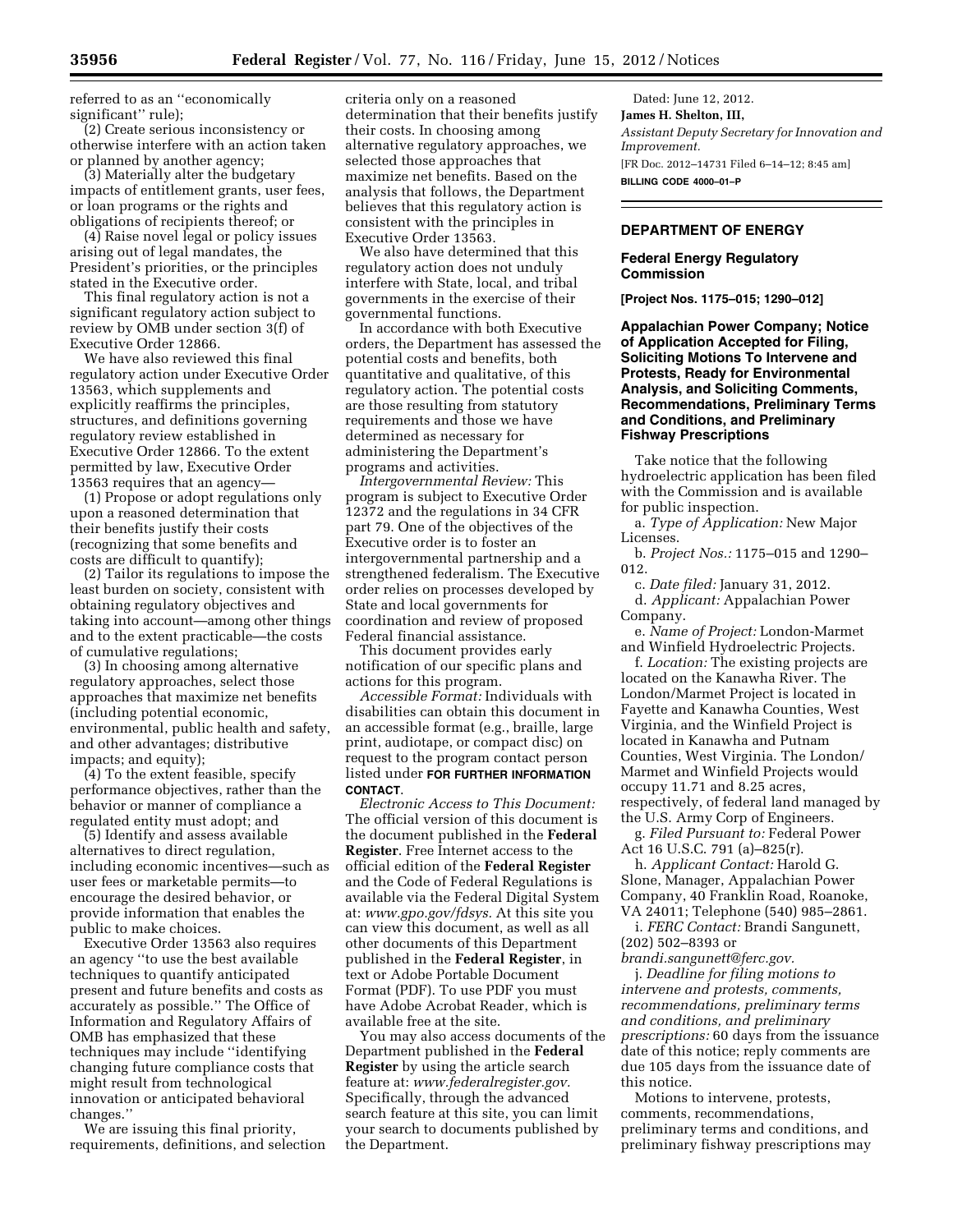referred to as an ''economically significant'' rule);

(2) Create serious inconsistency or otherwise interfere with an action taken or planned by another agency;

(3) Materially alter the budgetary impacts of entitlement grants, user fees, or loan programs or the rights and obligations of recipients thereof; or

(4) Raise novel legal or policy issues arising out of legal mandates, the President's priorities, or the principles stated in the Executive order.

This final regulatory action is not a significant regulatory action subject to review by OMB under section 3(f) of Executive Order 12866.

We have also reviewed this final regulatory action under Executive Order 13563, which supplements and explicitly reaffirms the principles, structures, and definitions governing regulatory review established in Executive Order 12866. To the extent permitted by law, Executive Order 13563 requires that an agency—

(1) Propose or adopt regulations only upon a reasoned determination that their benefits justify their costs (recognizing that some benefits and costs are difficult to quantify);

(2) Tailor its regulations to impose the least burden on society, consistent with obtaining regulatory objectives and taking into account—among other things and to the extent practicable—the costs of cumulative regulations;

(3) In choosing among alternative regulatory approaches, select those approaches that maximize net benefits (including potential economic, environmental, public health and safety, and other advantages; distributive impacts; and equity);

(4) To the extent feasible, specify performance objectives, rather than the behavior or manner of compliance a regulated entity must adopt; and

(5) Identify and assess available alternatives to direct regulation, including economic incentives—such as user fees or marketable permits—to encourage the desired behavior, or provide information that enables the public to make choices.

Executive Order 13563 also requires an agency ''to use the best available techniques to quantify anticipated present and future benefits and costs as accurately as possible.'' The Office of Information and Regulatory Affairs of OMB has emphasized that these techniques may include ''identifying changing future compliance costs that might result from technological innovation or anticipated behavioral changes.''

We are issuing this final priority, requirements, definitions, and selection criteria only on a reasoned determination that their benefits justify their costs. In choosing among alternative regulatory approaches, we selected those approaches that maximize net benefits. Based on the analysis that follows, the Department believes that this regulatory action is consistent with the principles in Executive Order 13563.

We also have determined that this regulatory action does not unduly interfere with State, local, and tribal governments in the exercise of their governmental functions.

In accordance with both Executive orders, the Department has assessed the potential costs and benefits, both quantitative and qualitative, of this regulatory action. The potential costs are those resulting from statutory requirements and those we have determined as necessary for administering the Department's programs and activities.

*Intergovernmental Review:* This program is subject to Executive Order 12372 and the regulations in 34 CFR part 79. One of the objectives of the Executive order is to foster an intergovernmental partnership and a strengthened federalism. The Executive order relies on processes developed by State and local governments for coordination and review of proposed Federal financial assistance.

This document provides early notification of our specific plans and actions for this program.

*Accessible Format:* Individuals with disabilities can obtain this document in an accessible format (e.g., braille, large print, audiotape, or compact disc) on request to the program contact person listed under **FOR FURTHER INFORMATION CONTACT**.

*Electronic Access to This Document:* The official version of this document is the document published in the **Federal Register**. Free Internet access to the official edition of the **Federal Register** and the Code of Federal Regulations is available via the Federal Digital System at: *www.gpo.gov/fdsys.* At this site you can view this document, as well as all other documents of this Department published in the **Federal Register**, in text or Adobe Portable Document Format (PDF). To use PDF you must have Adobe Acrobat Reader, which is available free at the site.

You may also access documents of the Department published in the **Federal Register** by using the article search feature at: *www.federalregister.gov.* Specifically, through the advanced search feature at this site, you can limit your search to documents published by the Department.

Dated: June 12, 2012.

**James H. Shelton, III,**

*Assistant Deputy Secretary for Innovation and Improvement.*

[FR Doc. 2012–14731 Filed 6–14–12; 8:45 am]

**BILLING CODE 4000–01–P**

## DEPARTMENT OF ENERGY

### Federal Energy Regulatory Commission

**[Project Nos. 1175–015; 1290–012]**

### Appalachian Power Company; Notice of Application Accepted for Filing, Soliciting Motions To Intervene and Protests, Ready for Environmental Analysis, and Soliciting Comments, Recommendations, Preliminary Terms and Conditions, and Preliminary Fishway Prescriptions

Take notice that the following hydroelectric application has been filed with the Commission and is available for public inspection.

a. *Type of Application:* New Major Licenses.

b. *Project Nos.:* 1175–015 and 1290–012.

c. *Date filed:* January 31, 2012.

d. *Applicant:* Appalachian Power Company.

e. *Name of Project:* London-Marmet and Winfield Hydroelectric Projects.

f. *Location:* The existing projects are located on the Kanawha River. The London/Marmet Project is located in Fayette and Kanawha Counties, West Virginia, and the Winfield Project is located in Kanawha and Putnam Counties, West Virginia. The London/Marmet and Winfield Projects would occupy 11.71 and 8.25 acres, respectively, of federal land managed by the U.S. Army Corp of Engineers.

g. *Filed Pursuant to:* Federal Power Act 16 U.S.C. 791 (a)–825(r).

h. *Applicant Contact:* Harold G. Slone, Manager, Appalachian Power Company, 40 Franklin Road, Roanoke, VA 24011; Telephone (540) 985–2861.

i. *FERC Contact:* Brandi Sangunett, (202) 502–8393 or *brandi.sangunett@ferc.gov.*

j. *Deadline for filing motions to intervene and protests, comments, recommendations, preliminary terms and conditions, and preliminary prescriptions:* 60 days from the issuance date of this notice; reply comments are due 105 days from the issuance date of this notice.

Motions to intervene, protests, comments, recommendations, preliminary terms and conditions, and preliminary fishway prescriptions may